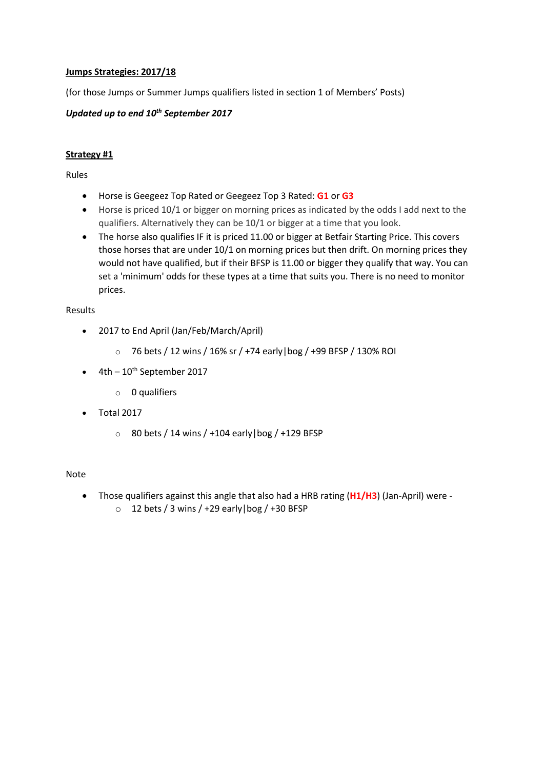**Jumps Strategies: 2017/18**

(for those Jumps or Summer Jumps qualifiers listed in section 1 of Members' Posts)

***Updated up to end 10th September 2017***

**Strategy #1**

Rules

- Horse is Geegeez Top Rated or Geegeez Top 3 Rated: **G1** or **G3**
- Horse is priced 10/1 or bigger on morning prices as indicated by the odds I add next to the qualifiers. Alternatively they can be 10/1 or bigger at a time that you look.
- The horse also qualifies IF it is priced 11.00 or bigger at Betfair Starting Price. This covers those horses that are under 10/1 on morning prices but then drift. On morning prices they would not have qualified, but if their BFSP is 11.00 or bigger they qualify that way. You can set a 'minimum' odds for these types at a time that suits you. There is no need to monitor prices.

Results

- 2017 to End April (Jan/Feb/March/April)
  - 76 bets / 12 wins / 16% sr / +74 early|bog / +99 BFSP / 130% ROI
- 4th – 10th September 2017
  - 0 qualifiers
- Total 2017
  - 80 bets / 14 wins / +104 early|bog / +129 BFSP

Note

- Those qualifiers against this angle that also had a HRB rating (**H1/H3**) (Jan-April) were -
  - 12 bets / 3 wins / +29 early|bog / +30 BFSP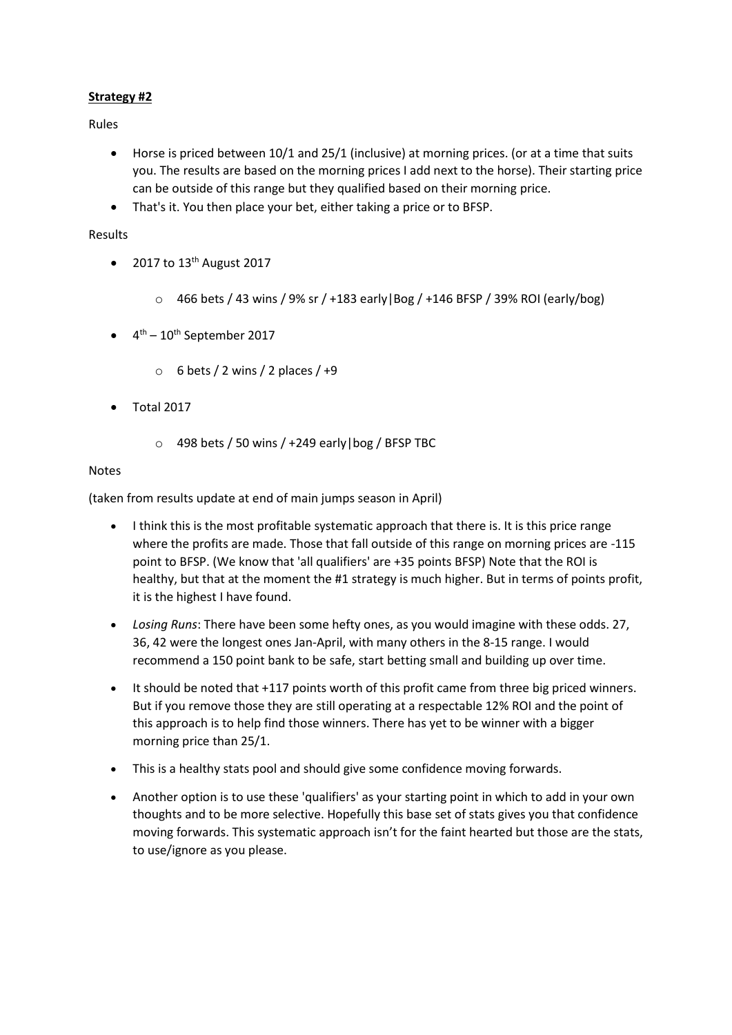**Strategy #2**

Rules

- Horse is priced between 10/1 and 25/1 (inclusive) at morning prices. (or at a time that suits you. The results are based on the morning prices I add next to the horse). Their starting price can be outside of this range but they qualified based on their morning price.
- That's it. You then place your bet, either taking a price or to BFSP.

Results

- 2017 to 13th August 2017
  - 466 bets / 43 wins / 9% sr / +183 early|Bog / +146 BFSP / 39% ROI (early/bog)
- 4th – 10th September 2017
  - 6 bets / 2 wins / 2 places / +9
- Total 2017
  - 498 bets / 50 wins / +249 early|bog / BFSP TBC

Notes

(taken from results update at end of main jumps season in April)

- I think this is the most profitable systematic approach that there is. It is this price range where the profits are made. Those that fall outside of this range on morning prices are -115 point to BFSP. (We know that 'all qualifiers' are +35 points BFSP) Note that the ROI is healthy, but that at the moment the #1 strategy is much higher. But in terms of points profit, it is the highest I have found.
- *Losing Runs*: There have been some hefty ones, as you would imagine with these odds. 27, 36, 42 were the longest ones Jan-April, with many others in the 8-15 range. I would recommend a 150 point bank to be safe, start betting small and building up over time.
- It should be noted that +117 points worth of this profit came from three big priced winners. But if you remove those they are still operating at a respectable 12% ROI and the point of this approach is to help find those winners. There has yet to be winner with a bigger morning price than 25/1.
- This is a healthy stats pool and should give some confidence moving forwards.
- Another option is to use these 'qualifiers' as your starting point in which to add in your own thoughts and to be more selective. Hopefully this base set of stats gives you that confidence moving forwards. This systematic approach isn't for the faint hearted but those are the stats, to use/ignore as you please.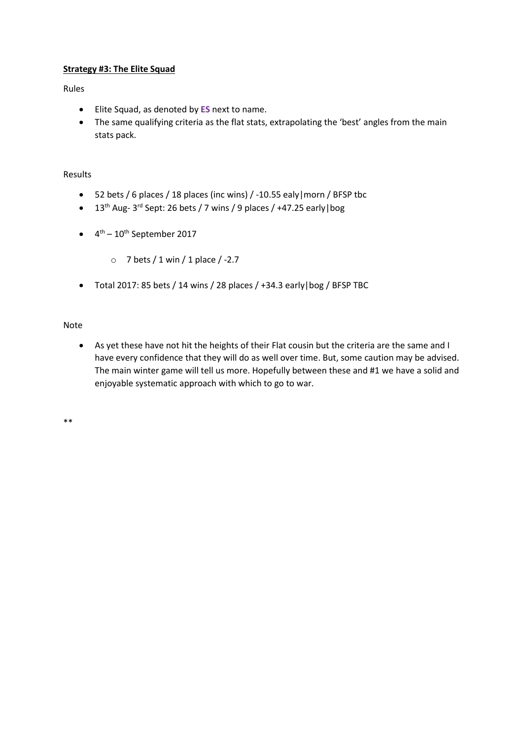**Strategy #3: The Elite Squad**

Rules

- Elite Squad, as denoted by **ES** next to name.
- The same qualifying criteria as the flat stats, extrapolating the 'best' angles from the main stats pack.

Results

- 52 bets / 6 places / 18 places (inc wins) / -10.55 ealy|morn / BFSP tbc
- 13th Aug- 3rd Sept: 26 bets / 7 wins / 9 places / +47.25 early|bog
- 4th – 10th September 2017
  - 7 bets / 1 win / 1 place / -2.7
- Total 2017: 85 bets / 14 wins / 28 places / +34.3 early|bog / BFSP TBC

Note

- As yet these have not hit the heights of their Flat cousin but the criteria are the same and I have every confidence that they will do as well over time. But, some caution may be advised. The main winter game will tell us more. Hopefully between these and #1 we have a solid and enjoyable systematic approach with which to go to war.

**